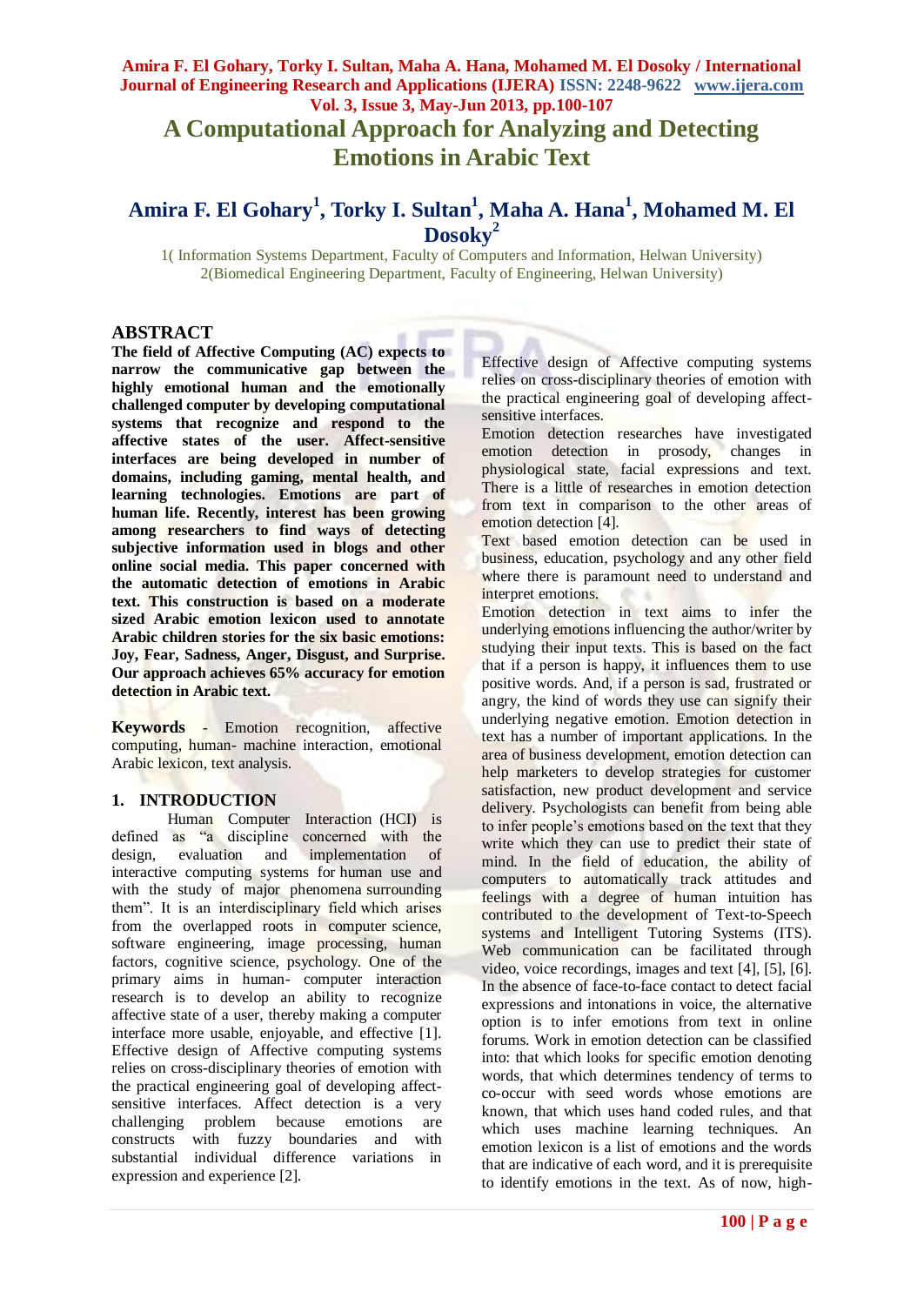# A Computational Approach for Analyzing and Detecting Emotions in Arabic Text

## Amira F. El Gohary[1], Torky I. Sultan[1], Maha A. Hana[1], Mohamed M. El Dosoky[2]

1( Information Systems Department, Faculty of Computers and Information, Helwan University)
2(Biomedical Engineering Department, Faculty of Engineering, Helwan University)

## ABSTRACT

**The field of Affective Computing (AC) expects to narrow the communicative gap between the highly emotional human and the emotionally challenged computer by developing computational systems that recognize and respond to the affective states of the user. Affect-sensitive interfaces are being developed in number of domains, including gaming, mental health, and learning technologies. Emotions are part of human life. Recently, interest has been growing among researchers to find ways of detecting subjective information used in blogs and other online social media. This paper concerned with the automatic detection of emotions in Arabic text. This construction is based on a moderate sized Arabic emotion lexicon used to annotate Arabic children stories for the six basic emotions: Joy, Fear, Sadness, Anger, Disgust, and Surprise. Our approach achieves 65% accuracy for emotion detection in Arabic text.**

**Keywords** - Emotion recognition, affective computing, human- machine interaction, emotional Arabic lexicon, text analysis.

## 1. INTRODUCTION

Human Computer Interaction (HCI) is defined as "a discipline concerned with the design, evaluation and implementation of interactive computing systems for human use and with the study of major phenomena surrounding them". It is an interdisciplinary field which arises from the overlapped roots in computer science, software engineering, image processing, human factors, cognitive science, psychology. One of the primary aims in human- computer interaction research is to develop an ability to recognize affective state of a user, thereby making a computer interface more usable, enjoyable, and effective [1]. Effective design of Affective computing systems relies on cross-disciplinary theories of emotion with the practical engineering goal of developing affect-sensitive interfaces. Affect detection is a very challenging problem because emotions are constructs with fuzzy boundaries and with substantial individual difference variations in expression and experience [2].

Effective design of Affective computing systems relies on cross-disciplinary theories of emotion with the practical engineering goal of developing affect-sensitive interfaces.

Emotion detection researches have investigated emotion detection in prosody, changes in physiological state, facial expressions and text. There is a little of researches in emotion detection from text in comparison to the other areas of emotion detection [4].

Text based emotion detection can be used in business, education, psychology and any other field where there is paramount need to understand and interpret emotions.

Emotion detection in text aims to infer the underlying emotions influencing the author/writer by studying their input texts. This is based on the fact that if a person is happy, it influences them to use positive words. And, if a person is sad, frustrated or angry, the kind of words they use can signify their underlying negative emotion. Emotion detection in text has a number of important applications. In the area of business development, emotion detection can help marketers to develop strategies for customer satisfaction, new product development and service delivery. Psychologists can benefit from being able to infer people's emotions based on the text that they write which they can use to predict their state of mind. In the field of education, the ability of computers to automatically track attitudes and feelings with a degree of human intuition has contributed to the development of Text-to-Speech systems and Intelligent Tutoring Systems (ITS). Web communication can be facilitated through video, voice recordings, images and text [4], [5], [6]. In the absence of face-to-face contact to detect facial expressions and intonations in voice, the alternative option is to infer emotions from text in online forums. Work in emotion detection can be classified into: that which looks for specific emotion denoting words, that which determines tendency of terms to co-occur with seed words whose emotions are known, that which uses hand coded rules, and that which uses machine learning techniques. An emotion lexicon is a list of emotions and the words that are indicative of each word, and it is prerequisite to identify emotions in the text. As of now, high-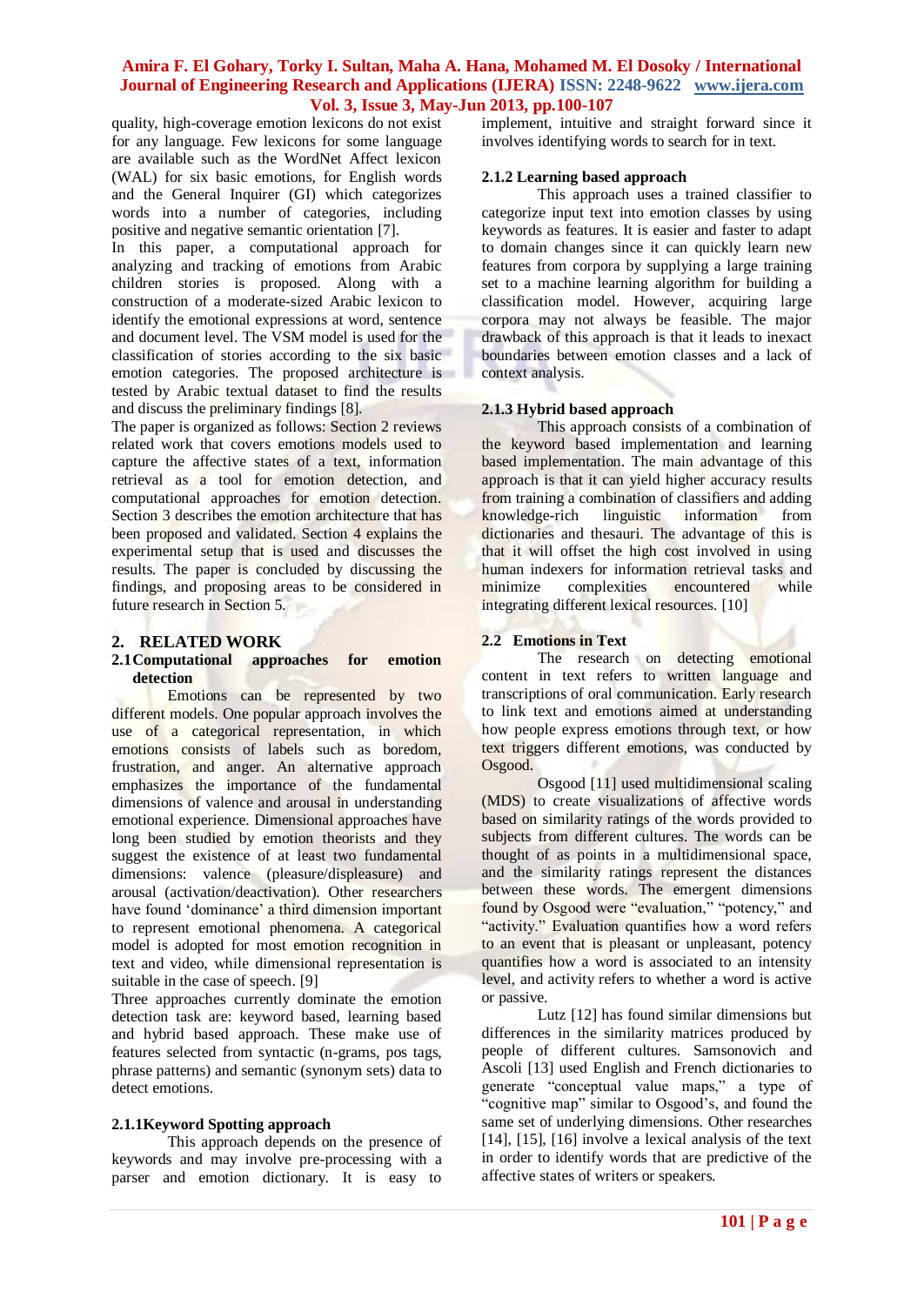quality, high-coverage emotion lexicons do not exist for any language. Few lexicons for some language are available such as the WordNet Affect lexicon (WAL) for six basic emotions, for English words and the General Inquirer (GI) which categorizes words into a number of categories, including positive and negative semantic orientation [7].

In this paper, a computational approach for analyzing and tracking of emotions from Arabic children stories is proposed. Along with a construction of a moderate-sized Arabic lexicon to identify the emotional expressions at word, sentence and document level. The VSM model is used for the classification of stories according to the six basic emotion categories. The proposed architecture is tested by Arabic textual dataset to find the results and discuss the preliminary findings [8].

The paper is organized as follows: Section 2 reviews related work that covers emotions models used to capture the affective states of a text, information retrieval as a tool for emotion detection, and computational approaches for emotion detection. Section 3 describes the emotion architecture that has been proposed and validated. Section 4 explains the experimental setup that is used and discusses the results. The paper is concluded by discussing the findings, and proposing areas to be considered in future research in Section 5.

## 2. RELATED WORK

### 2.1 Computational approaches for emotion detection

Emotions can be represented by two different models. One popular approach involves the use of a categorical representation, in which emotions consists of labels such as boredom, frustration, and anger. An alternative approach emphasizes the importance of the fundamental dimensions of valence and arousal in understanding emotional experience. Dimensional approaches have long been studied by emotion theorists and they suggest the existence of at least two fundamental dimensions: valence (pleasure/displeasure) and arousal (activation/deactivation). Other researchers have found 'dominance' a third dimension important to represent emotional phenomena. A categorical model is adopted for most emotion recognition in text and video, while dimensional representation is suitable in the case of speech. [9]

Three approaches currently dominate the emotion detection task are: keyword based, learning based and hybrid based approach. These make use of features selected from syntactic (n-grams, pos tags, phrase patterns) and semantic (synonym sets) data to detect emotions.

#### 2.1.1 Keyword Spotting approach

This approach depends on the presence of keywords and may involve pre-processing with a parser and emotion dictionary. It is easy to implement, intuitive and straight forward since it involves identifying words to search for in text.

#### 2.1.2 Learning based approach

This approach uses a trained classifier to categorize input text into emotion classes by using keywords as features. It is easier and faster to adapt to domain changes since it can quickly learn new features from corpora by supplying a large training set to a machine learning algorithm for building a classification model. However, acquiring large corpora may not always be feasible. The major drawback of this approach is that it leads to inexact boundaries between emotion classes and a lack of context analysis.

#### 2.1.3 Hybrid based approach

This approach consists of a combination of the keyword based implementation and learning based implementation. The main advantage of this approach is that it can yield higher accuracy results from training a combination of classifiers and adding knowledge-rich linguistic information from dictionaries and thesauri. The advantage of this is that it will offset the high cost involved in using human indexers for information retrieval tasks and minimize complexities encountered while integrating different lexical resources. [10]

### 2.2 Emotions in Text

The research on detecting emotional content in text refers to written language and transcriptions of oral communication. Early research to link text and emotions aimed at understanding how people express emotions through text, or how text triggers different emotions, was conducted by Osgood.

Osgood [11] used multidimensional scaling (MDS) to create visualizations of affective words based on similarity ratings of the words provided to subjects from different cultures. The words can be thought of as points in a multidimensional space, and the similarity ratings represent the distances between these words. The emergent dimensions found by Osgood were "evaluation," "potency," and "activity." Evaluation quantifies how a word refers to an event that is pleasant or unpleasant, potency quantifies how a word is associated to an intensity level, and activity refers to whether a word is active or passive.

Lutz [12] has found similar dimensions but differences in the similarity matrices produced by people of different cultures. Samsonovich and Ascoli [13] used English and French dictionaries to generate "conceptual value maps," a type of "cognitive map" similar to Osgood's, and found the same set of underlying dimensions. Other researches [14], [15], [16] involve a lexical analysis of the text in order to identify words that are predictive of the affective states of writers or speakers.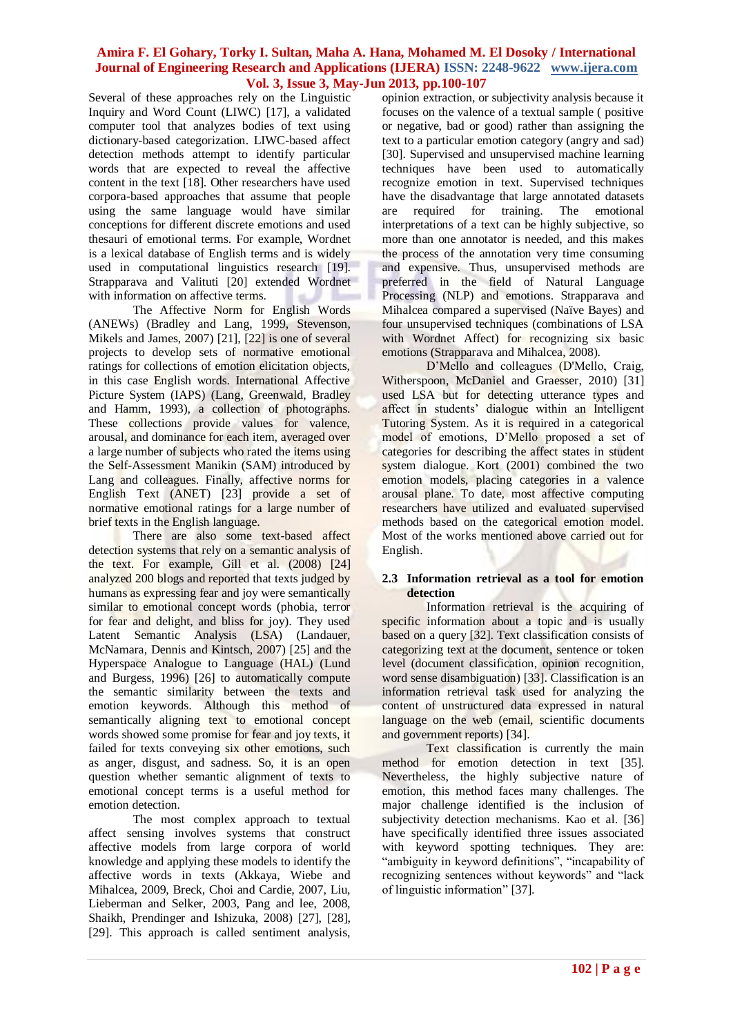Several of these approaches rely on the Linguistic Inquiry and Word Count (LIWC) [17], a validated computer tool that analyzes bodies of text using dictionary-based categorization. LIWC-based affect detection methods attempt to identify particular words that are expected to reveal the affective content in the text [18]. Other researchers have used corpora-based approaches that assume that people using the same language would have similar conceptions for different discrete emotions and used thesauri of emotional terms. For example, Wordnet is a lexical database of English terms and is widely used in computational linguistics research [19]. Strapparava and Valituti [20] extended Wordnet with information on affective terms.

The Affective Norm for English Words (ANEWs) (Bradley and Lang, 1999, Stevenson, Mikels and James, 2007) [21], [22] is one of several projects to develop sets of normative emotional ratings for collections of emotion elicitation objects, in this case English words. International Affective Picture System (IAPS) (Lang, Greenwald, Bradley and Hamm, 1993), a collection of photographs. These collections provide values for valence, arousal, and dominance for each item, averaged over a large number of subjects who rated the items using the Self-Assessment Manikin (SAM) introduced by Lang and colleagues. Finally, affective norms for English Text (ANET) [23] provide a set of normative emotional ratings for a large number of brief texts in the English language.

There are also some text-based affect detection systems that rely on a semantic analysis of the text. For example, Gill et al. (2008) [24] analyzed 200 blogs and reported that texts judged by humans as expressing fear and joy were semantically similar to emotional concept words (phobia, terror for fear and delight, and bliss for joy). They used Latent Semantic Analysis (LSA) (Landauer, McNamara, Dennis and Kintsch, 2007) [25] and the Hyperspace Analogue to Language (HAL) (Lund and Burgess, 1996) [26] to automatically compute the semantic similarity between the texts and emotion keywords. Although this method of semantically aligning text to emotional concept words showed some promise for fear and joy texts, it failed for texts conveying six other emotions, such as anger, disgust, and sadness. So, it is an open question whether semantic alignment of texts to emotional concept terms is a useful method for emotion detection.

The most complex approach to textual affect sensing involves systems that construct affective models from large corpora of world knowledge and applying these models to identify the affective words in texts (Akkaya, Wiebe and Mihalcea, 2009, Breck, Choi and Cardie, 2007, Liu, Lieberman and Selker, 2003, Pang and lee, 2008, Shaikh, Prendinger and Ishizuka, 2008) [27], [28], [29]. This approach is called sentiment analysis, opinion extraction, or subjectivity analysis because it focuses on the valence of a textual sample ( positive or negative, bad or good) rather than assigning the text to a particular emotion category (angry and sad) [30]. Supervised and unsupervised machine learning techniques have been used to automatically recognize emotion in text. Supervised techniques have the disadvantage that large annotated datasets are required for training. The emotional interpretations of a text can be highly subjective, so more than one annotator is needed, and this makes the process of the annotation very time consuming and expensive. Thus, unsupervised methods are preferred in the field of Natural Language Processing (NLP) and emotions. Strapparava and Mihalcea compared a supervised (Naïve Bayes) and four unsupervised techniques (combinations of LSA with Wordnet Affect) for recognizing six basic emotions (Strapparava and Mihalcea, 2008).

D'Mello and colleagues (D'Mello, Craig, Witherspoon, McDaniel and Graesser, 2010) [31] used LSA but for detecting utterance types and affect in students' dialogue within an Intelligent Tutoring System. As it is required in a categorical model of emotions, D'Mello proposed a set of categories for describing the affect states in student system dialogue. Kort (2001) combined the two emotion models, placing categories in a valence arousal plane. To date, most affective computing researchers have utilized and evaluated supervised methods based on the categorical emotion model. Most of the works mentioned above carried out for English.

### 2.3 Information retrieval as a tool for emotion detection

Information retrieval is the acquiring of specific information about a topic and is usually based on a query [32]. Text classification consists of categorizing text at the document, sentence or token level (document classification, opinion recognition, word sense disambiguation) [33]. Classification is an information retrieval task used for analyzing the content of unstructured data expressed in natural language on the web (email, scientific documents and government reports) [34].

Text classification is currently the main method for emotion detection in text [35]. Nevertheless, the highly subjective nature of emotion, this method faces many challenges. The major challenge identified is the inclusion of subjectivity detection mechanisms. Kao et al. [36] have specifically identified three issues associated with keyword spotting techniques. They are: "ambiguity in keyword definitions", "incapability of recognizing sentences without keywords" and "lack of linguistic information" [37].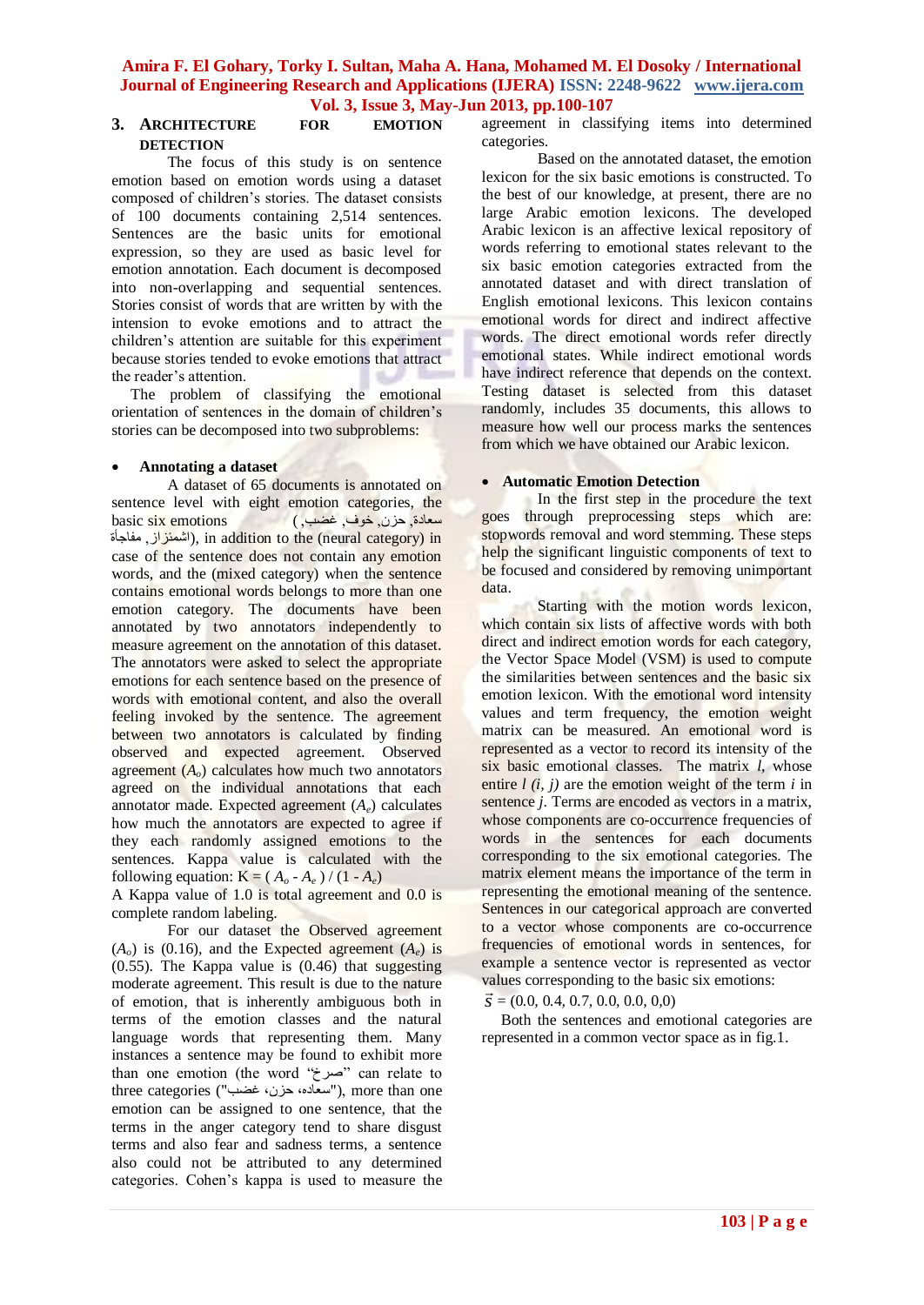## 3. ARCHITECTURE FOR EMOTION DETECTION

The focus of this study is on sentence emotion based on emotion words using a dataset composed of children's stories. The dataset consists of 100 documents containing 2,514 sentences. Sentences are the basic units for emotional expression, so they are used as basic level for emotion annotation. Each document is decomposed into non-overlapping and sequential sentences. Stories consist of words that are written by with the intension to evoke emotions and to attract the children's attention are suitable for this experiment because stories tended to evoke emotions that attract the reader's attention.

The problem of classifying the emotional orientation of sentences in the domain of children's stories can be decomposed into two subproblems:

- **Annotating a dataset**

A dataset of 65 documents is annotated on sentence level with eight emotion categories, the basic six emotions (سعادة, حزن, خوف, غضب, اشمئزاز, مفاجأة), in addition to the (neural category) in case of the sentence does not contain any emotion words, and the (mixed category) when the sentence contains emotional words belongs to more than one emotion category. The documents have been annotated by two annotators independently to measure agreement on the annotation of this dataset. The annotators were asked to select the appropriate emotions for each sentence based on the presence of words with emotional content, and also the overall feeling invoked by the sentence. The agreement between two annotators is calculated by finding observed and expected agreement. Observed agreement ($A_o$) calculates how much two annotators agreed on the individual annotations that each annotator made. Expected agreement ($A_e$) calculates how much the annotators are expected to agree if they each randomly assigned emotions to the sentences. Kappa value is calculated with the following equation: $K = ( A_o - A_e ) / (1 - A_e)$

A Kappa value of 1.0 is total agreement and 0.0 is complete random labeling.

For our dataset the Observed agreement ($A_o$) is (0.16), and the Expected agreement ($A_e$) is (0.55). The Kappa value is (0.46) that suggesting moderate agreement. This result is due to the nature of emotion, that is inherently ambiguous both in terms of the emotion classes and the natural language words that representing them. Many instances a sentence may be found to exhibit more than one emotion (the word "صرخ" can relate to three categories ("سعاده، حزن، غضب"), more than one emotion can be assigned to one sentence, that the terms in the anger category tend to share disgust terms and also fear and sadness terms, a sentence also could not be attributed to any determined categories. Cohen's kappa is used to measure the agreement in classifying items into determined categories.

Based on the annotated dataset, the emotion lexicon for the six basic emotions is constructed. To the best of our knowledge, at present, there are no large Arabic emotion lexicons. The developed Arabic lexicon is an affective lexical repository of words referring to emotional states relevant to the six basic emotion categories extracted from the annotated dataset and with direct translation of English emotional lexicons. This lexicon contains emotional words for direct and indirect affective words. The direct emotional words refer directly emotional states. While indirect emotional words have indirect reference that depends on the context. Testing dataset is selected from this dataset randomly, includes 35 documents, this allows to measure how well our process marks the sentences from which we have obtained our Arabic lexicon.

- **Automatic Emotion Detection**

In the first step in the procedure the text goes through preprocessing steps which are: stopwords removal and word stemming. These steps help the significant linguistic components of text to be focused and considered by removing unimportant data.

Starting with the motion words lexicon, which contain six lists of affective words with both direct and indirect emotion words for each category, the Vector Space Model (VSM) is used to compute the similarities between sentences and the basic six emotion lexicon. With the emotional word intensity values and term frequency, the emotion weight matrix can be measured. An emotional word is represented as a vector to record its intensity of the six basic emotional classes. The matrix $l$, whose entire $l\ (i, j)$ are the emotion weight of the term $i$ in sentence $j$. Terms are encoded as vectors in a matrix, whose components are co-occurrence frequencies of words in the sentences for each documents corresponding to the six emotional categories. The matrix element means the importance of the term in representing the emotional meaning of the sentence. Sentences in our categorical approach are converted to a vector whose components are co-occurrence frequencies of emotional words in sentences, for example a sentence vector is represented as vector values corresponding to the basic six emotions:

$\vec{s} = (0.0, 0.4, 0.7, 0.0, 0.0, 0{,}0)$

Both the sentences and emotional categories are represented in a common vector space as in fig.1.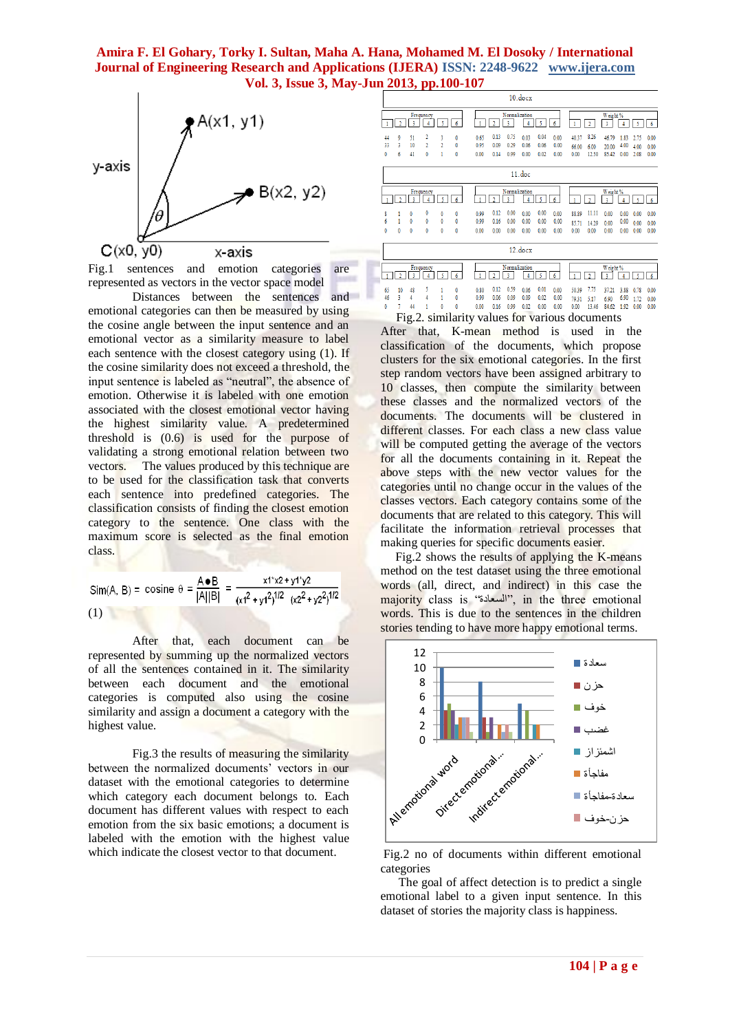Fig.1 sentences and emotion categories are represented as vectors in the vector space model

Distances between the sentences and emotional categories can then be measured by using the cosine angle between the input sentence and an emotional vector as a similarity measure to label each sentence with the closest category using (1). If the cosine similarity does not exceed a threshold, the input sentence is labeled as "neutral", the absence of emotion. Otherwise it is labeled with one emotion associated with the closest emotional vector having the highest similarity value. A predetermined threshold is (0.6) is used for the purpose of validating a strong emotional relation between two vectors. The values produced by this technique are to be used for the classification task that converts each sentence into predefined categories. The classification consists of finding the closest emotion category to the sentence. One class with the maximum score is selected as the final emotion class.

$$Sim(A, B) = \text{cosine } \theta = \frac{A \bullet B}{|A||B|} = \frac{x1 * x2 + y1 * y2}{(x1^2 + y1^2)^{1/2} \ (x2^2 + y2^2)^{1/2}}$$

(1)

After that, each document can be represented by summing up the normalized vectors of all the sentences contained in it. The similarity between each document and the emotional categories is computed also using the cosine similarity and assign a document a category with the highest value.

Fig.3 the results of measuring the similarity between the normalized documents' vectors in our dataset with the emotional categories to determine which category each document belongs to. Each document has different values with respect to each emotion from the six basic emotions; a document is labeled with the emotion with the highest value which indicate the closest vector to that document.

**10.docx**

| Frequency | | | | | | Normalization | | | | | | Weight % | | | | | |
|---|---|---|---|---|---|---|---|---|---|---|---|---|---|---|---|---|---|
| 1 | 2 | 3 | 4 | 5 | 6 | 1 | 2 | 3 | 4 | 5 | 6 | 1 | 2 | 3 | 4 | 5 | 6 |
| 44 | 9 | 51 | 2 | 3 | 0 | 0.65 | 0.13 | 0.75 | 0.03 | 0.04 | 0.00 | 40.37 | 8.26 | 46.79 | 1.83 | 2.75 | 0.00 |
| 33 | 3 | 10 | 2 | 2 | 0 | 0.95 | 0.09 | 0.29 | 0.06 | 0.06 | 0.00 | 66.00 | 6.00 | 20.00 | 4.00 | 4.00 | 0.00 |
| 0 | 6 | 41 | 0 | 1 | 0 | 0.00 | 0.14 | 0.99 | 0.00 | 0.02 | 0.00 | 0.00 | 12.50 | 85.42 | 0.00 | 2.08 | 0.00 |

**11.doc**

| Frequency | | | | | | Normalization | | | | | | Weight % | | | | | |
|---|---|---|---|---|---|---|---|---|---|---|---|---|---|---|---|---|---|
| 1 | 2 | 3 | 4 | 5 | 6 | 1 | 2 | 3 | 4 | 5 | 6 | 1 | 2 | 3 | 4 | 5 | 6 |
| 8 | 1 | 0 | 0 | 0 | 0 | 0.99 | 0.12 | 0.00 | 0.00 | 0.00 | 0.00 | 88.89 | 11.11 | 0.00 | 0.00 | 0.00 | 0.00 |
| 6 | 1 | 0 | 0 | 0 | 0 | 0.99 | 0.16 | 0.00 | 0.00 | 0.00 | 0.00 | 85.71 | 14.29 | 0.00 | 0.00 | 0.00 | 0.00 |
| 0 | 0 | 0 | 0 | 0 | 0 | 0.00 | 0.00 | 0.00 | 0.00 | 0.00 | 0.00 | 0.00 | 0.00 | 0.00 | 0.00 | 0.00 | 0.00 |

**12.docx**

| Frequency | | | | | | Normalization | | | | | | Weight % | | | | | |
|---|---|---|---|---|---|---|---|---|---|---|---|---|---|---|---|---|---|
| 1 | 2 | 3 | 4 | 5 | 6 | 1 | 2 | 3 | 4 | 5 | 6 | 1 | 2 | 3 | 4 | 5 | 6 |
| 65 | 10 | 48 | 5 | 1 | 0 | 0.80 | 0.12 | 0.59 | 0.06 | 0.01 | 0.00 | 50.39 | 7.75 | 37.21 | 3.88 | 0.78 | 0.00 |
| 46 | 3 | 4 | 4 | 1 | 0 | 0.99 | 0.06 | 0.09 | 0.09 | 0.02 | 0.00 | 79.31 | 5.17 | 6.90 | 6.90 | 1.72 | 0.00 |
| 0 | 7 | 44 | 1 | 0 | 0 | 0.00 | 0.16 | 0.99 | 0.02 | 0.00 | 0.00 | 0.00 | 13.46 | 84.62 | 1.92 | 0.00 | 0.00 |

Fig.2. similarity values for various documents

After that, K-mean method is used in the classification of the documents, which propose clusters for the six emotional categories. In the first step random vectors have been assigned arbitrary to 10 classes, then compute the similarity between these classes and the normalized vectors of the documents. The documents will be clustered in different classes. For each class a new class value will be computed getting the average of the vectors for all the documents containing in it. Repeat the above steps with the new vector values for the categories until no change occur in the values of the classes vectors. Each category contains some of the documents that are related to this category. This will facilitate the information retrieval processes that making queries for specific documents easier.

Fig.2 shows the results of applying the K-means method on the test dataset using the three emotional words (all, direct, and indirect) in this case the majority class is "السعادة", in the three emotional words. This is due to the sentences in the children stories tending to have more happy emotional terms.

Fig.2 no of documents within different emotional categories

The goal of affect detection is to predict a single emotional label to a given input sentence. In this dataset of stories the majority class is happiness.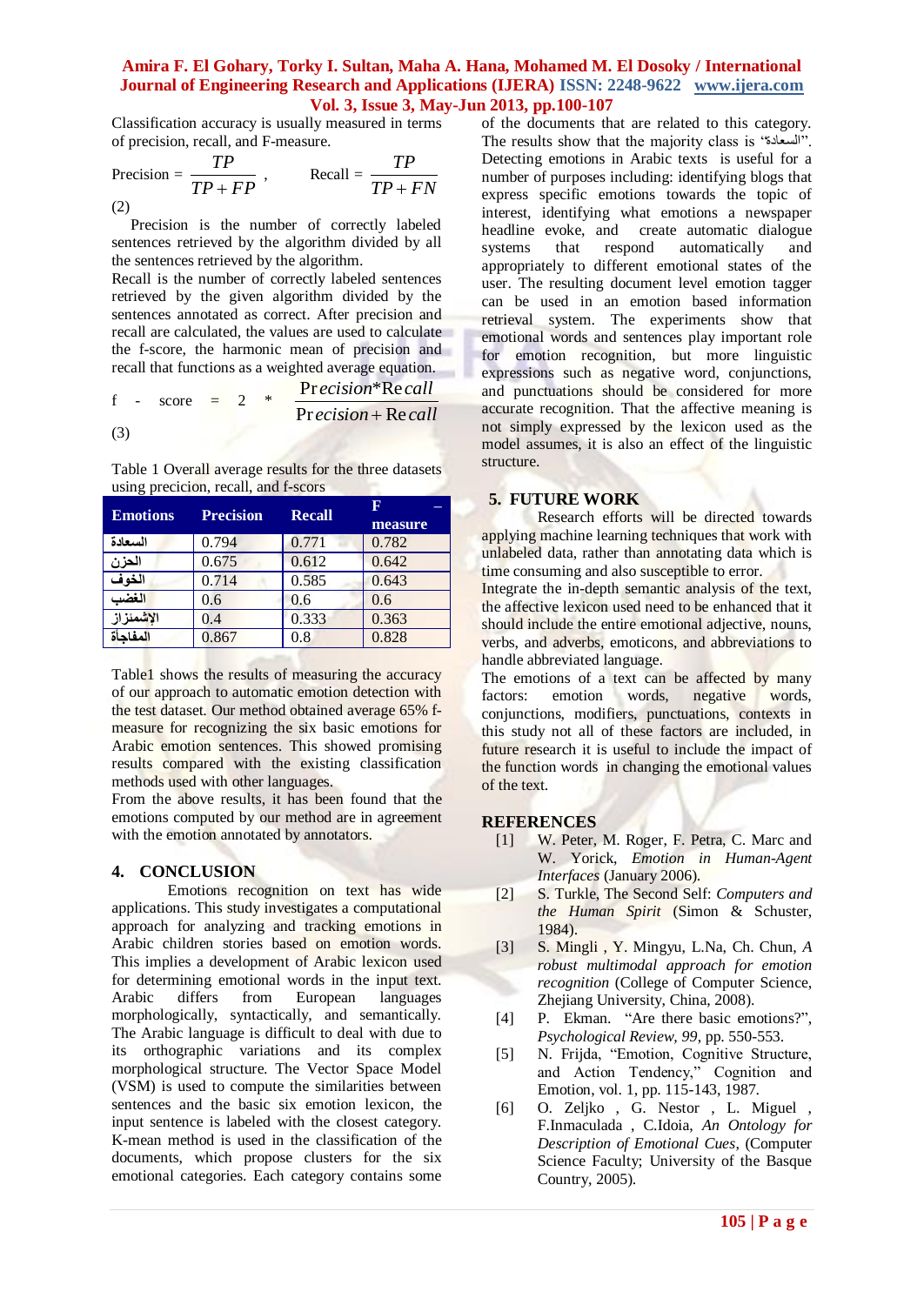Classification accuracy is usually measured in terms of precision, recall, and F-measure.

$$\text{Precision} = \frac{TP}{TP+FP}, \qquad \text{Recall} = \frac{TP}{TP+FN} \tag{2}$$

Precision is the number of correctly labeled sentences retrieved by the algorithm divided by all the sentences retrieved by the algorithm.

Recall is the number of correctly labeled sentences retrieved by the given algorithm divided by the sentences annotated as correct. After precision and recall are calculated, the values are used to calculate the f-score, the harmonic mean of precision and recall that functions as a weighted average equation.

$$f\text{ - score} = 2 * \frac{Precision * Recall}{Precision + Recall} \tag{3}$$

Table 1 Overall average results for the three datasets using precicion, recall, and f-scors

| Emotions | Precision | Recall | F – measure |
|---|---|---|---|
| السعادة | 0.794 | 0.771 | 0.782 |
| الحزن | 0.675 | 0.612 | 0.642 |
| الخوف | 0.714 | 0.585 | 0.643 |
| الغضب | 0.6 | 0.6 | 0.6 |
| الإشمئزاز | 0.4 | 0.333 | 0.363 |
| المفاجأة | 0.867 | 0.8 | 0.828 |

Table1 shows the results of measuring the accuracy of our approach to automatic emotion detection with the test dataset. Our method obtained average 65% f-measure for recognizing the six basic emotions for Arabic emotion sentences. This showed promising results compared with the existing classification methods used with other languages.

From the above results, it has been found that the emotions computed by our method are in agreement with the emotion annotated by annotators.

## 4. CONCLUSION

Emotions recognition on text has wide applications. This study investigates a computational approach for analyzing and tracking emotions in Arabic children stories based on emotion words. This implies a development of Arabic lexicon used for determining emotional words in the input text. Arabic differs from European languages morphologically, syntactically, and semantically. The Arabic language is difficult to deal with due to its orthographic variations and its complex morphological structure. The Vector Space Model (VSM) is used to compute the similarities between sentences and the basic six emotion lexicon, the input sentence is labeled with the closest category. K-mean method is used in the classification of the documents, which propose clusters for the six emotional categories. Each category contains some of the documents that are related to this category. The results show that the majority class is "السعادة". Detecting emotions in Arabic texts is useful for a number of purposes including: identifying blogs that express specific emotions towards the topic of interest, identifying what emotions a newspaper headline evoke, and create automatic dialogue systems that respond automatically and appropriately to different emotional states of the user. The resulting document level emotion tagger can be used in an emotion based information retrieval system. The experiments show that emotional words and sentences play important role for emotion recognition, but more linguistic expressions such as negative word, conjunctions, and punctuations should be considered for more accurate recognition. That the affective meaning is not simply expressed by the lexicon used as the model assumes, it is also an effect of the linguistic structure.

## 5. FUTURE WORK

Research efforts will be directed towards applying machine learning techniques that work with unlabeled data, rather than annotating data which is time consuming and also susceptible to error.

Integrate the in-depth semantic analysis of the text, the affective lexicon used need to be enhanced that it should include the entire emotional adjective, nouns, verbs, and adverbs, emoticons, and abbreviations to handle abbreviated language.

The emotions of a text can be affected by many factors: emotion words, negative words, conjunctions, modifiers, punctuations, contexts in this study not all of these factors are included, in future research it is useful to include the impact of the function words in changing the emotional values of the text.

## REFERENCES

[1] W. Peter, M. Roger, F. Petra, C. Marc and W. Yorick, *Emotion in Human-Agent Interfaces* (January 2006).

[2] S. Turkle, The Second Self: *Computers and the Human Spirit* (Simon & Schuster, 1984).

[3] S. Mingli , Y. Mingyu, L.Na, Ch. Chun, *A robust multimodal approach for emotion recognition* (College of Computer Science, Zhejiang University, China, 2008).

[4] P. Ekman. "Are there basic emotions?", *Psychological Review, 99*, pp. 550-553.

[5] N. Frijda, "Emotion, Cognitive Structure, and Action Tendency," Cognition and Emotion, vol. 1, pp. 115-143, 1987.

[6] O. Zeljko , G. Nestor , L. Miguel , F.Inmaculada , C.Idoia, *An Ontology for Description of Emotional Cues*, (Computer Science Faculty; University of the Basque Country, 2005).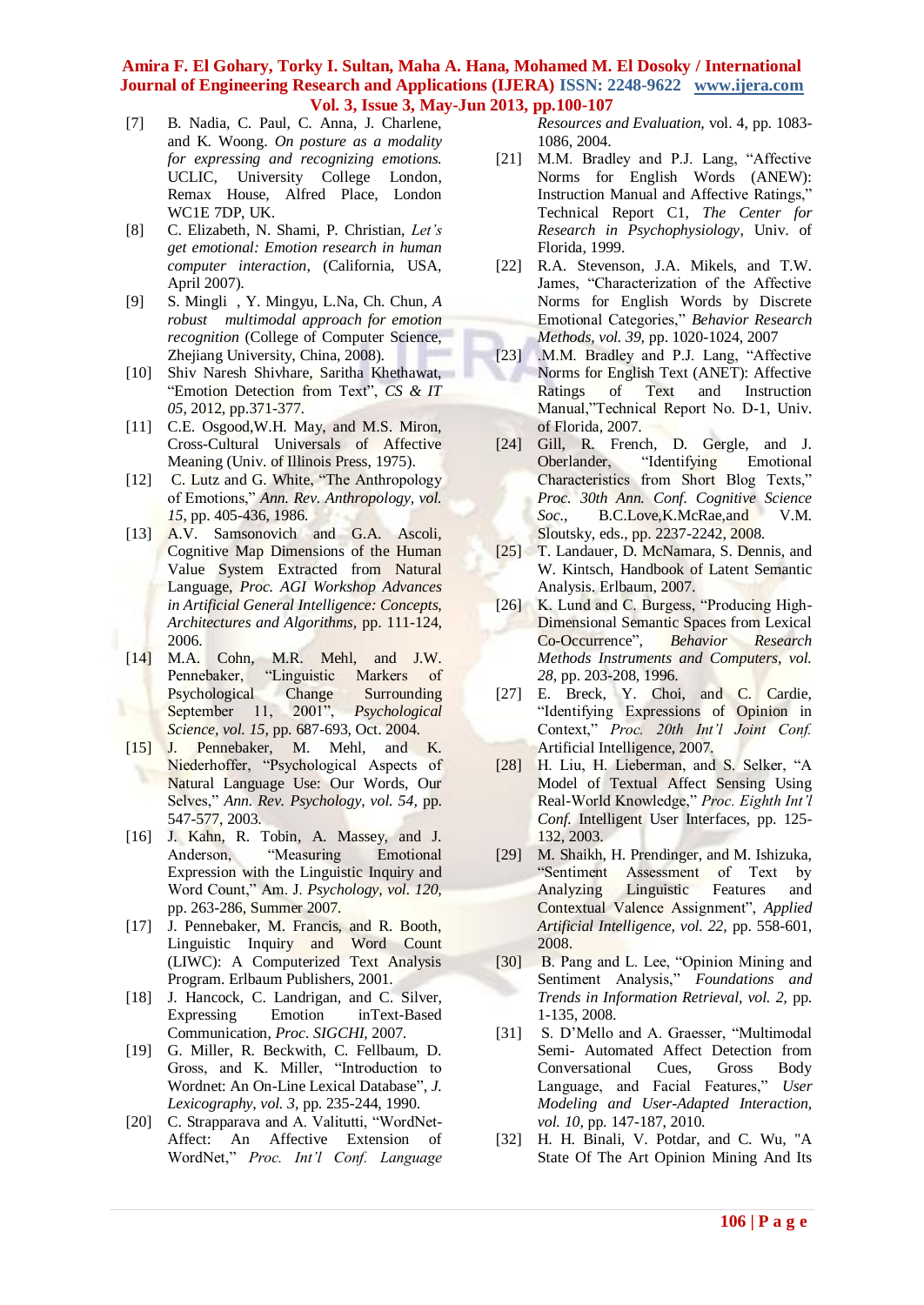[7] B. Nadia, C. Paul, C. Anna, J. Charlene, and K. Woong. *On posture as a modality for expressing and recognizing emotions.* UCLIC, University College London, Remax House, Alfred Place, London WC1E 7DP, UK.

[8] C. Elizabeth, N. Shami, P. Christian, *Let's get emotional: Emotion research in human computer interaction*, (California, USA, April 2007).

[9] S. Mingli , Y. Mingyu, L.Na, Ch. Chun, *A robust multimodal approach for emotion recognition* (College of Computer Science, Zhejiang University, China, 2008).

[10] Shiv Naresh Shivhare, Saritha Khethawat, "Emotion Detection from Text", *CS & IT 05*, 2012, pp.371-377.

[11] C.E. Osgood,W.H. May, and M.S. Miron, Cross-Cultural Universals of Affective Meaning (Univ. of Illinois Press, 1975).

[12] C. Lutz and G. White, "The Anthropology of Emotions," *Ann. Rev. Anthropology, vol. 15*, pp. 405-436, 1986.

[13] A.V. Samsonovich and G.A. Ascoli, Cognitive Map Dimensions of the Human Value System Extracted from Natural Language, *Proc. AGI Workshop Advances in Artificial General Intelligence: Concepts, Architectures and Algorithms*, pp. 111-124, 2006.

[14] M.A. Cohn, M.R. Mehl, and J.W. Pennebaker, "Linguistic Markers of Psychological Change Surrounding September 11, 2001", *Psychological Science, vol. 15*, pp. 687-693, Oct. 2004.

[15] J. Pennebaker, M. Mehl, and K. Niederhoffer, "Psychological Aspects of Natural Language Use: Our Words, Our Selves," *Ann. Rev. Psychology, vol. 54*, pp. 547-577, 2003.

[16] J. Kahn, R. Tobin, A. Massey, and J. Anderson, "Measuring Emotional Expression with the Linguistic Inquiry and Word Count," Am. J. *Psychology, vol. 120*, pp. 263-286, Summer 2007.

[17] J. Pennebaker, M. Francis, and R. Booth, Linguistic Inquiry and Word Count (LIWC): A Computerized Text Analysis Program. Erlbaum Publishers, 2001.

[18] J. Hancock, C. Landrigan, and C. Silver, Expressing Emotion inText-Based Communication, *Proc. SIGCHI*, 2007.

[19] G. Miller, R. Beckwith, C. Fellbaum, D. Gross, and K. Miller, "Introduction to Wordnet: An On-Line Lexical Database", *J. Lexicography, vol. 3*, pp. 235-244, 1990.

[20] C. Strapparava and A. Valitutti, "WordNet-Affect: An Affective Extension of WordNet," *Proc. Int'l Conf. Language Resources and Evaluation*, vol. 4, pp. 1083-1086, 2004.

[21] M.M. Bradley and P.J. Lang, "Affective Norms for English Words (ANEW): Instruction Manual and Affective Ratings," Technical Report C1, *The Center for Research in Psychophysiology*, Univ. of Florida, 1999.

[22] R.A. Stevenson, J.A. Mikels, and T.W. James, "Characterization of the Affective Norms for English Words by Discrete Emotional Categories," *Behavior Research Methods, vol. 39*, pp. 1020-1024, 2007

[23] .M.M. Bradley and P.J. Lang, "Affective Norms for English Text (ANET): Affective Ratings of Text and Instruction Manual,"Technical Report No. D-1, Univ. of Florida, 2007.

[24] Gill, R. French, D. Gergle, and J. Oberlander, "Identifying Emotional Characteristics from Short Blog Texts," *Proc. 30th Ann. Conf. Cognitive Science Soc.,* B.C.Love,K.McRae,and V.M. Sloutsky, eds., pp. 2237-2242, 2008.

[25] T. Landauer, D. McNamara, S. Dennis, and W. Kintsch, Handbook of Latent Semantic Analysis. Erlbaum, 2007.

[26] K. Lund and C. Burgess, "Producing High-Dimensional Semantic Spaces from Lexical Co-Occurrence", *Behavior Research Methods Instruments and Computers, vol. 28*, pp. 203-208, 1996.

[27] E. Breck, Y. Choi, and C. Cardie, "Identifying Expressions of Opinion in Context," *Proc. 20th Int'l Joint Conf.* Artificial Intelligence, 2007.

[28] H. Liu, H. Lieberman, and S. Selker, "A Model of Textual Affect Sensing Using Real-World Knowledge," *Proc. Eighth Int'l Conf.* Intelligent User Interfaces, pp. 125-132, 2003.

[29] M. Shaikh, H. Prendinger, and M. Ishizuka, "Sentiment Assessment of Text by Analyzing Linguistic Features and Contextual Valence Assignment", *Applied Artificial Intelligence, vol. 22*, pp. 558-601, 2008.

[30] B. Pang and L. Lee, "Opinion Mining and Sentiment Analysis," *Foundations and Trends in Information Retrieval, vol. 2*, pp. 1-135, 2008.

[31] S. D'Mello and A. Graesser, "Multimodal Semi- Automated Affect Detection from Conversational Cues, Gross Body Language, and Facial Features," *User Modeling and User-Adapted Interaction, vol. 10*, pp. 147-187, 2010.

[32] H. H. Binali, V. Potdar, and C. Wu, "A State Of The Art Opinion Mining And Its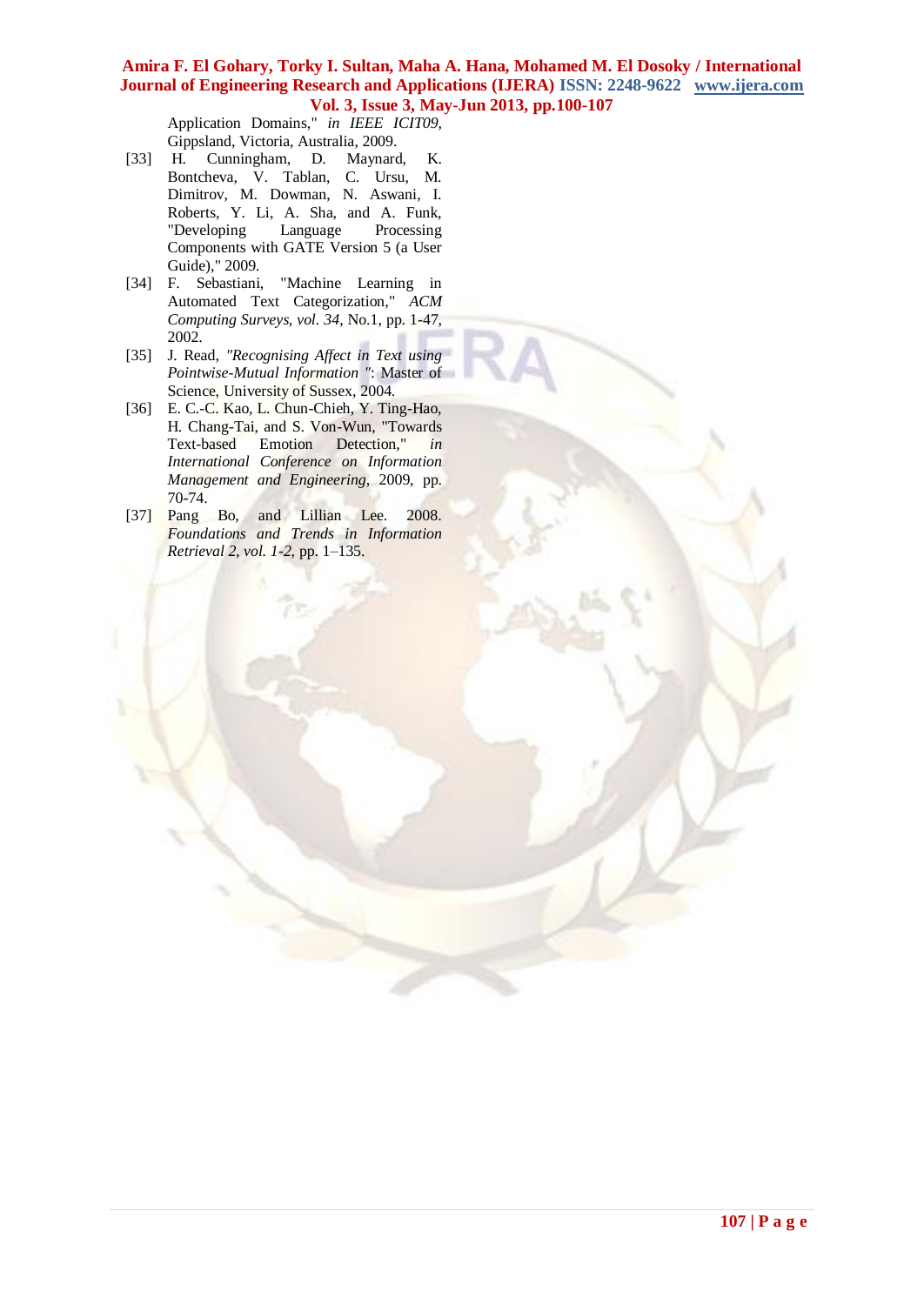Application Domains," *in IEEE ICIT09*, Gippsland, Victoria, Australia, 2009.

[33] H. Cunningham, D. Maynard, K. Bontcheva, V. Tablan, C. Ursu, M. Dimitrov, M. Dowman, N. Aswani, I. Roberts, Y. Li, A. Sha, and A. Funk, "Developing Language Processing Components with GATE Version 5 (a User Guide)," 2009.

[34] F. Sebastiani, "Machine Learning in Automated Text Categorization," *ACM Computing Surveys, vol. 34*, No.1, pp. 1-47, 2002.

[35] J. Read, *"Recognising Affect in Text using Pointwise-Mutual Information "*: Master of Science, University of Sussex, 2004.

[36] E. C.-C. Kao, L. Chun-Chieh, Y. Ting-Hao, H. Chang-Tai, and S. Von-Wun, "Towards Text-based Emotion Detection," *in International Conference on Information Management and Engineering*, 2009, pp. 70-74.

[37] Pang Bo, and Lillian Lee. 2008. *Foundations and Trends in Information Retrieval 2, vol. 1-2*, pp. 1–135.